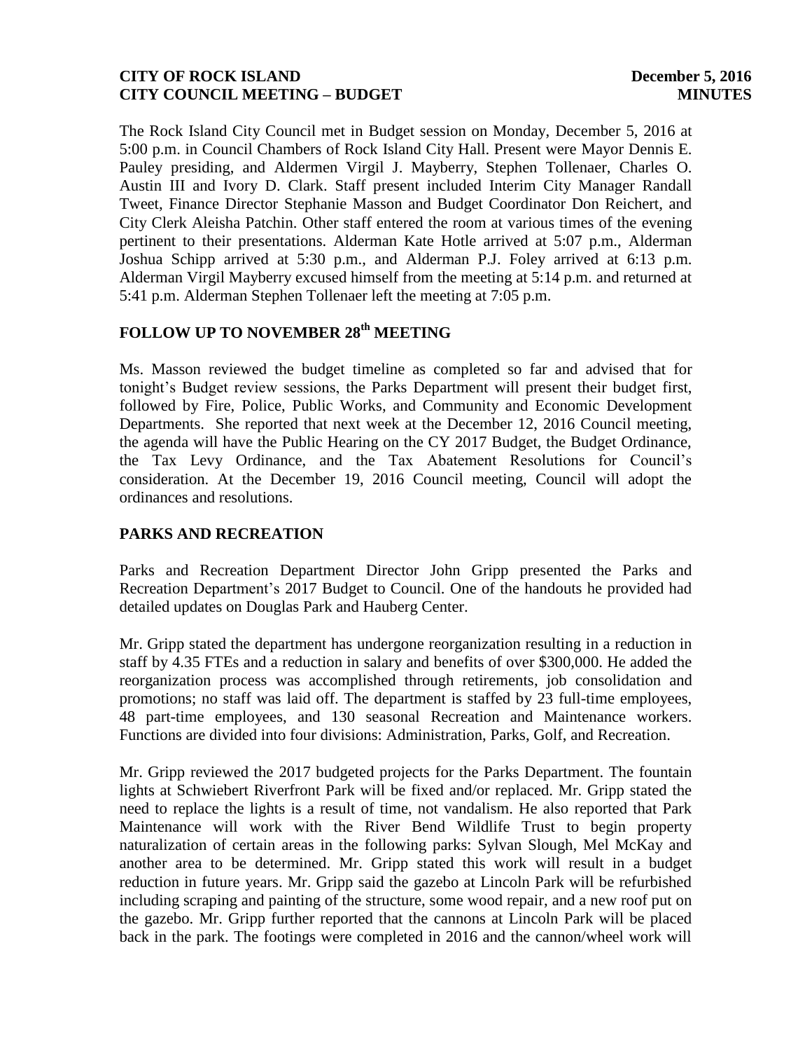**CITY OF ROCK ISLAND** **December 5, 2016**
**CITY COUNCIL MEETING – BUDGET** **MINUTES**

The Rock Island City Council met in Budget session on Monday, December 5, 2016 at 5:00 p.m. in Council Chambers of Rock Island City Hall. Present were Mayor Dennis E. Pauley presiding, and Aldermen Virgil J. Mayberry, Stephen Tollenaer, Charles O. Austin III and Ivory D. Clark. Staff present included Interim City Manager Randall Tweet, Finance Director Stephanie Masson and Budget Coordinator Don Reichert, and City Clerk Aleisha Patchin. Other staff entered the room at various times of the evening pertinent to their presentations. Alderman Kate Hotle arrived at 5:07 p.m., Alderman Joshua Schipp arrived at 5:30 p.m., and Alderman P.J. Foley arrived at 6:13 p.m. Alderman Virgil Mayberry excused himself from the meeting at 5:14 p.m. and returned at 5:41 p.m. Alderman Stephen Tollenaer left the meeting at 7:05 p.m.

## FOLLOW UP TO NOVEMBER 28th MEETING

Ms. Masson reviewed the budget timeline as completed so far and advised that for tonight's Budget review sessions, the Parks Department will present their budget first, followed by Fire, Police, Public Works, and Community and Economic Development Departments. She reported that next week at the December 12, 2016 Council meeting, the agenda will have the Public Hearing on the CY 2017 Budget, the Budget Ordinance, the Tax Levy Ordinance, and the Tax Abatement Resolutions for Council's consideration. At the December 19, 2016 Council meeting, Council will adopt the ordinances and resolutions.

## PARKS AND RECREATION

Parks and Recreation Department Director John Gripp presented the Parks and Recreation Department's 2017 Budget to Council. One of the handouts he provided had detailed updates on Douglas Park and Hauberg Center.

Mr. Gripp stated the department has undergone reorganization resulting in a reduction in staff by 4.35 FTEs and a reduction in salary and benefits of over $300,000. He added the reorganization process was accomplished through retirements, job consolidation and promotions; no staff was laid off. The department is staffed by 23 full-time employees, 48 part-time employees, and 130 seasonal Recreation and Maintenance workers. Functions are divided into four divisions: Administration, Parks, Golf, and Recreation.

Mr. Gripp reviewed the 2017 budgeted projects for the Parks Department. The fountain lights at Schwiebert Riverfront Park will be fixed and/or replaced. Mr. Gripp stated the need to replace the lights is a result of time, not vandalism. He also reported that Park Maintenance will work with the River Bend Wildlife Trust to begin property naturalization of certain areas in the following parks: Sylvan Slough, Mel McKay and another area to be determined. Mr. Gripp stated this work will result in a budget reduction in future years. Mr. Gripp said the gazebo at Lincoln Park will be refurbished including scraping and painting of the structure, some wood repair, and a new roof put on the gazebo. Mr. Gripp further reported that the cannons at Lincoln Park will be placed back in the park. The footings were completed in 2016 and the cannon/wheel work will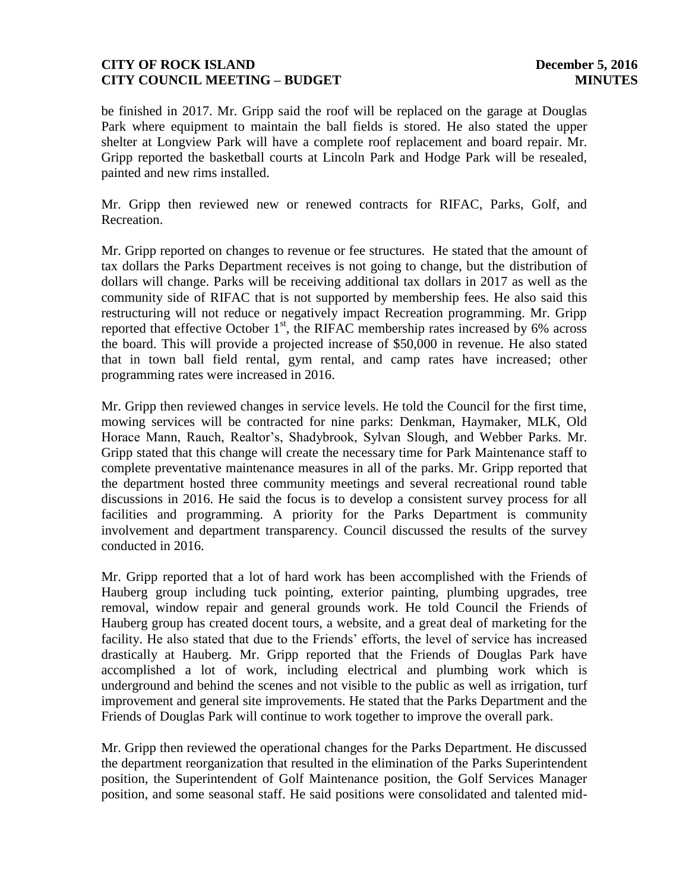be finished in 2017. Mr. Gripp said the roof will be replaced on the garage at Douglas Park where equipment to maintain the ball fields is stored. He also stated the upper shelter at Longview Park will have a complete roof replacement and board repair. Mr. Gripp reported the basketball courts at Lincoln Park and Hodge Park will be resealed, painted and new rims installed.

Mr. Gripp then reviewed new or renewed contracts for RIFAC, Parks, Golf, and Recreation.

Mr. Gripp reported on changes to revenue or fee structures. He stated that the amount of tax dollars the Parks Department receives is not going to change, but the distribution of dollars will change. Parks will be receiving additional tax dollars in 2017 as well as the community side of RIFAC that is not supported by membership fees. He also said this restructuring will not reduce or negatively impact Recreation programming. Mr. Gripp reported that effective October 1st, the RIFAC membership rates increased by 6% across the board. This will provide a projected increase of $50,000 in revenue. He also stated that in town ball field rental, gym rental, and camp rates have increased; other programming rates were increased in 2016.

Mr. Gripp then reviewed changes in service levels. He told the Council for the first time, mowing services will be contracted for nine parks: Denkman, Haymaker, MLK, Old Horace Mann, Rauch, Realtor's, Shadybrook, Sylvan Slough, and Webber Parks. Mr. Gripp stated that this change will create the necessary time for Park Maintenance staff to complete preventative maintenance measures in all of the parks. Mr. Gripp reported that the department hosted three community meetings and several recreational round table discussions in 2016. He said the focus is to develop a consistent survey process for all facilities and programming. A priority for the Parks Department is community involvement and department transparency. Council discussed the results of the survey conducted in 2016.

Mr. Gripp reported that a lot of hard work has been accomplished with the Friends of Hauberg group including tuck pointing, exterior painting, plumbing upgrades, tree removal, window repair and general grounds work. He told Council the Friends of Hauberg group has created docent tours, a website, and a great deal of marketing for the facility. He also stated that due to the Friends' efforts, the level of service has increased drastically at Hauberg. Mr. Gripp reported that the Friends of Douglas Park have accomplished a lot of work, including electrical and plumbing work which is underground and behind the scenes and not visible to the public as well as irrigation, turf improvement and general site improvements. He stated that the Parks Department and the Friends of Douglas Park will continue to work together to improve the overall park.

Mr. Gripp then reviewed the operational changes for the Parks Department. He discussed the department reorganization that resulted in the elimination of the Parks Superintendent position, the Superintendent of Golf Maintenance position, the Golf Services Manager position, and some seasonal staff. He said positions were consolidated and talented mid-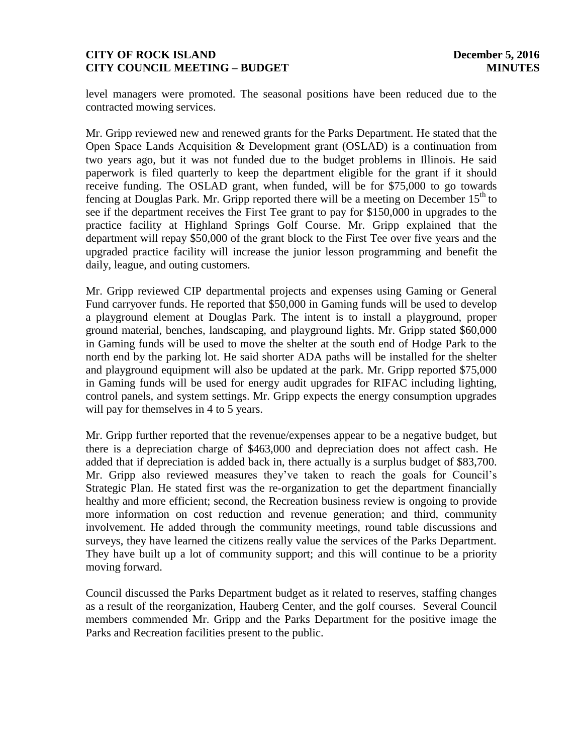level managers were promoted. The seasonal positions have been reduced due to the contracted mowing services.

Mr. Gripp reviewed new and renewed grants for the Parks Department. He stated that the Open Space Lands Acquisition & Development grant (OSLAD) is a continuation from two years ago, but it was not funded due to the budget problems in Illinois. He said paperwork is filed quarterly to keep the department eligible for the grant if it should receive funding. The OSLAD grant, when funded, will be for $75,000 to go towards fencing at Douglas Park. Mr. Gripp reported there will be a meeting on December 15th to see if the department receives the First Tee grant to pay for $150,000 in upgrades to the practice facility at Highland Springs Golf Course. Mr. Gripp explained that the department will repay $50,000 of the grant block to the First Tee over five years and the upgraded practice facility will increase the junior lesson programming and benefit the daily, league, and outing customers.

Mr. Gripp reviewed CIP departmental projects and expenses using Gaming or General Fund carryover funds. He reported that $50,000 in Gaming funds will be used to develop a playground element at Douglas Park. The intent is to install a playground, proper ground material, benches, landscaping, and playground lights. Mr. Gripp stated $60,000 in Gaming funds will be used to move the shelter at the south end of Hodge Park to the north end by the parking lot. He said shorter ADA paths will be installed for the shelter and playground equipment will also be updated at the park. Mr. Gripp reported $75,000 in Gaming funds will be used for energy audit upgrades for RIFAC including lighting, control panels, and system settings. Mr. Gripp expects the energy consumption upgrades will pay for themselves in 4 to 5 years.

Mr. Gripp further reported that the revenue/expenses appear to be a negative budget, but there is a depreciation charge of $463,000 and depreciation does not affect cash. He added that if depreciation is added back in, there actually is a surplus budget of $83,700. Mr. Gripp also reviewed measures they've taken to reach the goals for Council's Strategic Plan. He stated first was the re-organization to get the department financially healthy and more efficient; second, the Recreation business review is ongoing to provide more information on cost reduction and revenue generation; and third, community involvement. He added through the community meetings, round table discussions and surveys, they have learned the citizens really value the services of the Parks Department. They have built up a lot of community support; and this will continue to be a priority moving forward.

Council discussed the Parks Department budget as it related to reserves, staffing changes as a result of the reorganization, Hauberg Center, and the golf courses. Several Council members commended Mr. Gripp and the Parks Department for the positive image the Parks and Recreation facilities present to the public.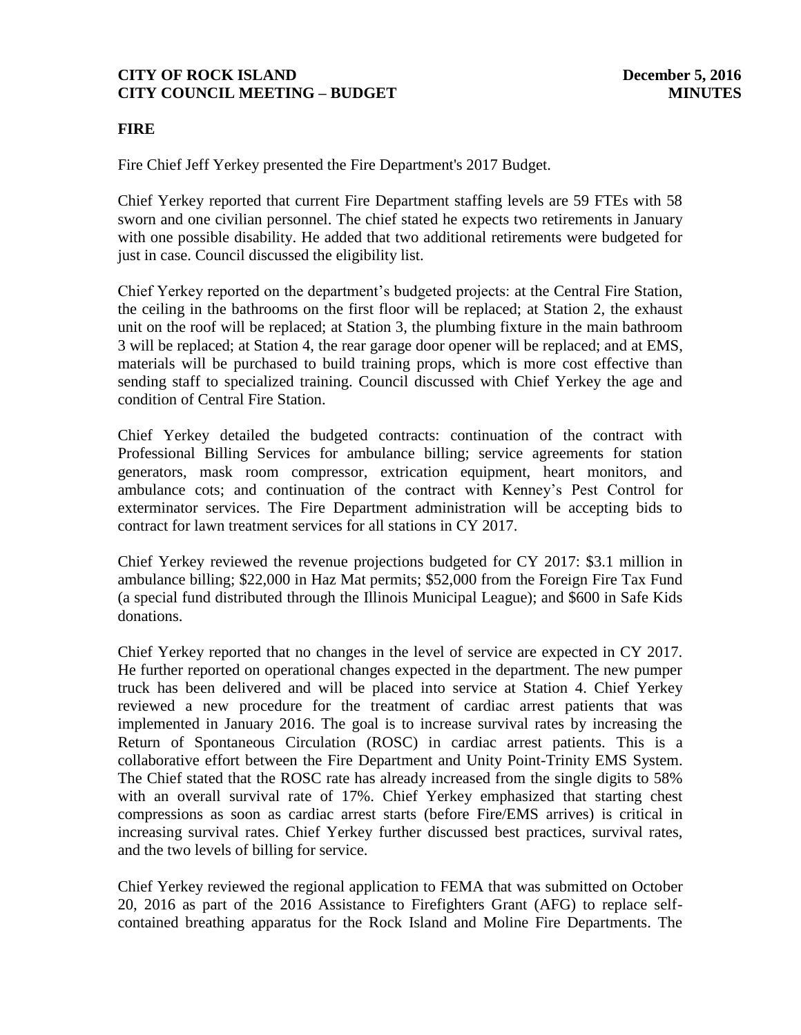## FIRE

Fire Chief Jeff Yerkey presented the Fire Department's 2017 Budget.

Chief Yerkey reported that current Fire Department staffing levels are 59 FTEs with 58 sworn and one civilian personnel. The chief stated he expects two retirements in January with one possible disability. He added that two additional retirements were budgeted for just in case. Council discussed the eligibility list.

Chief Yerkey reported on the department's budgeted projects: at the Central Fire Station, the ceiling in the bathrooms on the first floor will be replaced; at Station 2, the exhaust unit on the roof will be replaced; at Station 3, the plumbing fixture in the main bathroom 3 will be replaced; at Station 4, the rear garage door opener will be replaced; and at EMS, materials will be purchased to build training props, which is more cost effective than sending staff to specialized training. Council discussed with Chief Yerkey the age and condition of Central Fire Station.

Chief Yerkey detailed the budgeted contracts: continuation of the contract with Professional Billing Services for ambulance billing; service agreements for station generators, mask room compressor, extrication equipment, heart monitors, and ambulance cots; and continuation of the contract with Kenney's Pest Control for exterminator services. The Fire Department administration will be accepting bids to contract for lawn treatment services for all stations in CY 2017.

Chief Yerkey reviewed the revenue projections budgeted for CY 2017: $3.1 million in ambulance billing; $22,000 in Haz Mat permits; $52,000 from the Foreign Fire Tax Fund (a special fund distributed through the Illinois Municipal League); and $600 in Safe Kids donations.

Chief Yerkey reported that no changes in the level of service are expected in CY 2017. He further reported on operational changes expected in the department. The new pumper truck has been delivered and will be placed into service at Station 4. Chief Yerkey reviewed a new procedure for the treatment of cardiac arrest patients that was implemented in January 2016. The goal is to increase survival rates by increasing the Return of Spontaneous Circulation (ROSC) in cardiac arrest patients. This is a collaborative effort between the Fire Department and Unity Point-Trinity EMS System. The Chief stated that the ROSC rate has already increased from the single digits to 58% with an overall survival rate of 17%. Chief Yerkey emphasized that starting chest compressions as soon as cardiac arrest starts (before Fire/EMS arrives) is critical in increasing survival rates. Chief Yerkey further discussed best practices, survival rates, and the two levels of billing for service.

Chief Yerkey reviewed the regional application to FEMA that was submitted on October 20, 2016 as part of the 2016 Assistance to Firefighters Grant (AFG) to replace self-contained breathing apparatus for the Rock Island and Moline Fire Departments. The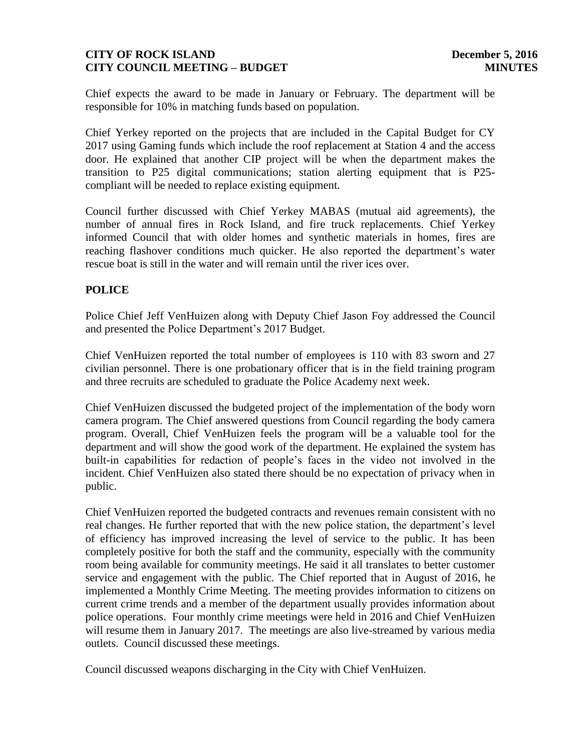Chief expects the award to be made in January or February. The department will be responsible for 10% in matching funds based on population.

Chief Yerkey reported on the projects that are included in the Capital Budget for CY 2017 using Gaming funds which include the roof replacement at Station 4 and the access door. He explained that another CIP project will be when the department makes the transition to P25 digital communications; station alerting equipment that is P25-compliant will be needed to replace existing equipment.

Council further discussed with Chief Yerkey MABAS (mutual aid agreements), the number of annual fires in Rock Island, and fire truck replacements. Chief Yerkey informed Council that with older homes and synthetic materials in homes, fires are reaching flashover conditions much quicker. He also reported the department's water rescue boat is still in the water and will remain until the river ices over.

## POLICE

Police Chief Jeff VenHuizen along with Deputy Chief Jason Foy addressed the Council and presented the Police Department's 2017 Budget.

Chief VenHuizen reported the total number of employees is 110 with 83 sworn and 27 civilian personnel. There is one probationary officer that is in the field training program and three recruits are scheduled to graduate the Police Academy next week.

Chief VenHuizen discussed the budgeted project of the implementation of the body worn camera program. The Chief answered questions from Council regarding the body camera program. Overall, Chief VenHuizen feels the program will be a valuable tool for the department and will show the good work of the department. He explained the system has built-in capabilities for redaction of people's faces in the video not involved in the incident. Chief VenHuizen also stated there should be no expectation of privacy when in public.

Chief VenHuizen reported the budgeted contracts and revenues remain consistent with no real changes. He further reported that with the new police station, the department's level of efficiency has improved increasing the level of service to the public. It has been completely positive for both the staff and the community, especially with the community room being available for community meetings. He said it all translates to better customer service and engagement with the public. The Chief reported that in August of 2016, he implemented a Monthly Crime Meeting. The meeting provides information to citizens on current crime trends and a member of the department usually provides information about police operations. Four monthly crime meetings were held in 2016 and Chief VenHuizen will resume them in January 2017. The meetings are also live-streamed by various media outlets. Council discussed these meetings.

Council discussed weapons discharging in the City with Chief VenHuizen.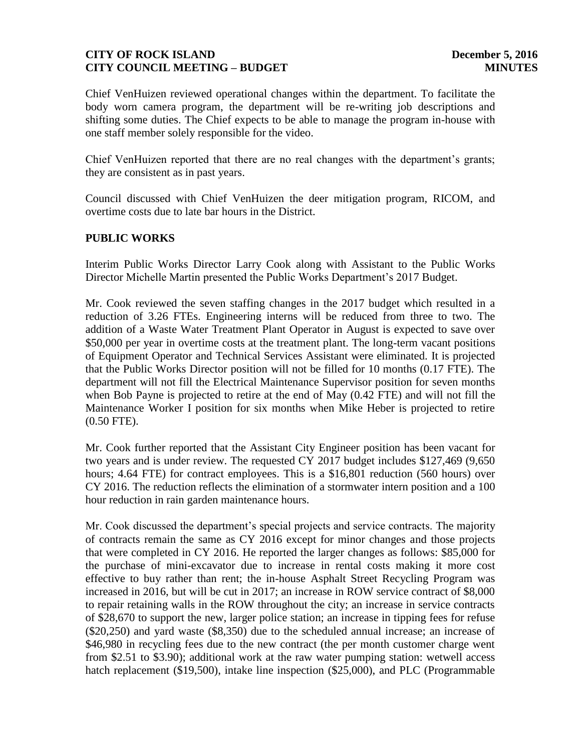Chief VenHuizen reviewed operational changes within the department. To facilitate the body worn camera program, the department will be re-writing job descriptions and shifting some duties. The Chief expects to be able to manage the program in-house with one staff member solely responsible for the video.

Chief VenHuizen reported that there are no real changes with the department's grants; they are consistent as in past years.

Council discussed with Chief VenHuizen the deer mitigation program, RICOM, and overtime costs due to late bar hours in the District.

## PUBLIC WORKS

Interim Public Works Director Larry Cook along with Assistant to the Public Works Director Michelle Martin presented the Public Works Department's 2017 Budget.

Mr. Cook reviewed the seven staffing changes in the 2017 budget which resulted in a reduction of 3.26 FTEs. Engineering interns will be reduced from three to two. The addition of a Waste Water Treatment Plant Operator in August is expected to save over $50,000 per year in overtime costs at the treatment plant. The long-term vacant positions of Equipment Operator and Technical Services Assistant were eliminated. It is projected that the Public Works Director position will not be filled for 10 months (0.17 FTE). The department will not fill the Electrical Maintenance Supervisor position for seven months when Bob Payne is projected to retire at the end of May (0.42 FTE) and will not fill the Maintenance Worker I position for six months when Mike Heber is projected to retire (0.50 FTE).

Mr. Cook further reported that the Assistant City Engineer position has been vacant for two years and is under review. The requested CY 2017 budget includes $127,469 (9,650 hours; 4.64 FTE) for contract employees. This is a $16,801 reduction (560 hours) over CY 2016. The reduction reflects the elimination of a stormwater intern position and a 100 hour reduction in rain garden maintenance hours.

Mr. Cook discussed the department's special projects and service contracts. The majority of contracts remain the same as CY 2016 except for minor changes and those projects that were completed in CY 2016. He reported the larger changes as follows: $85,000 for the purchase of mini-excavator due to increase in rental costs making it more cost effective to buy rather than rent; the in-house Asphalt Street Recycling Program was increased in 2016, but will be cut in 2017; an increase in ROW service contract of $8,000 to repair retaining walls in the ROW throughout the city; an increase in service contracts of $28,670 to support the new, larger police station; an increase in tipping fees for refuse ($20,250) and yard waste ($8,350) due to the scheduled annual increase; an increase of $46,980 in recycling fees due to the new contract (the per month customer charge went from $2.51 to $3.90); additional work at the raw water pumping station: wetwell access hatch replacement ($19,500), intake line inspection ($25,000), and PLC (Programmable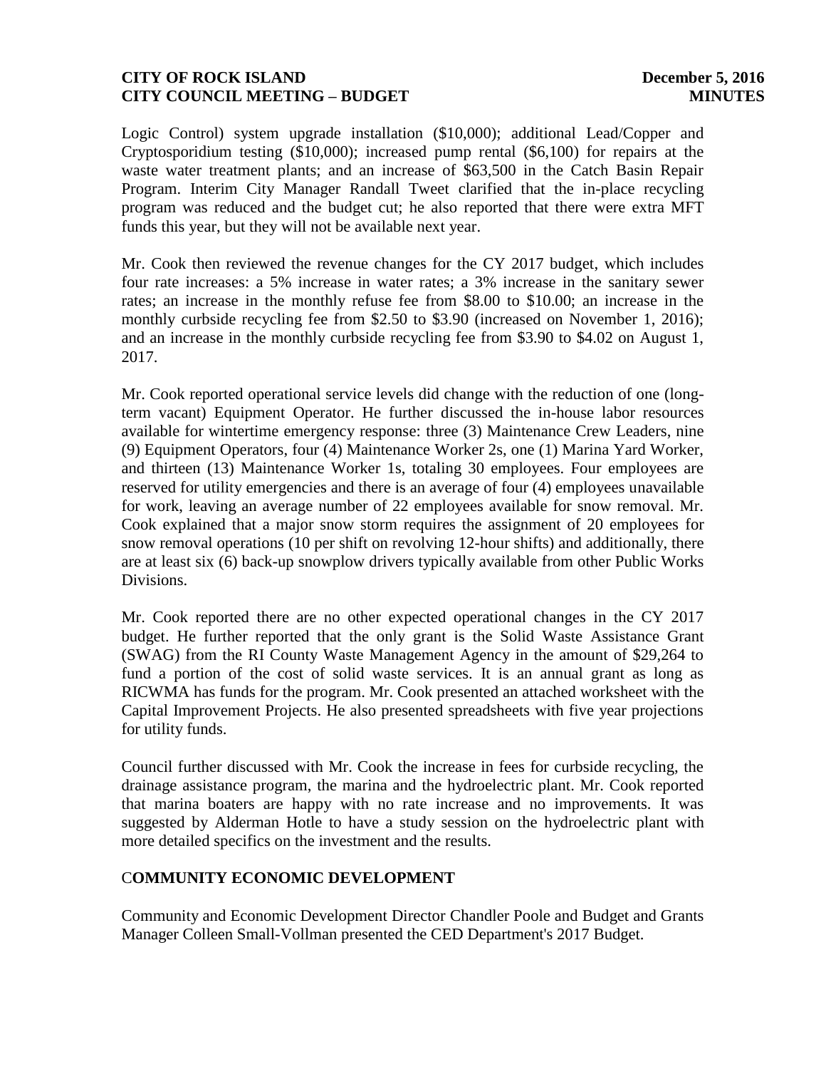Logic Control) system upgrade installation ($10,000); additional Lead/Copper and Cryptosporidium testing ($10,000); increased pump rental ($6,100) for repairs at the waste water treatment plants; and an increase of $63,500 in the Catch Basin Repair Program. Interim City Manager Randall Tweet clarified that the in-place recycling program was reduced and the budget cut; he also reported that there were extra MFT funds this year, but they will not be available next year.

Mr. Cook then reviewed the revenue changes for the CY 2017 budget, which includes four rate increases: a 5% increase in water rates; a 3% increase in the sanitary sewer rates; an increase in the monthly refuse fee from $8.00 to $10.00; an increase in the monthly curbside recycling fee from $2.50 to $3.90 (increased on November 1, 2016); and an increase in the monthly curbside recycling fee from $3.90 to $4.02 on August 1, 2017.

Mr. Cook reported operational service levels did change with the reduction of one (long-term vacant) Equipment Operator. He further discussed the in-house labor resources available for wintertime emergency response: three (3) Maintenance Crew Leaders, nine (9) Equipment Operators, four (4) Maintenance Worker 2s, one (1) Marina Yard Worker, and thirteen (13) Maintenance Worker 1s, totaling 30 employees. Four employees are reserved for utility emergencies and there is an average of four (4) employees unavailable for work, leaving an average number of 22 employees available for snow removal. Mr. Cook explained that a major snow storm requires the assignment of 20 employees for snow removal operations (10 per shift on revolving 12-hour shifts) and additionally, there are at least six (6) back-up snowplow drivers typically available from other Public Works Divisions.

Mr. Cook reported there are no other expected operational changes in the CY 2017 budget. He further reported that the only grant is the Solid Waste Assistance Grant (SWAG) from the RI County Waste Management Agency in the amount of $29,264 to fund a portion of the cost of solid waste services. It is an annual grant as long as RICWMA has funds for the program. Mr. Cook presented an attached worksheet with the Capital Improvement Projects. He also presented spreadsheets with five year projections for utility funds.

Council further discussed with Mr. Cook the increase in fees for curbside recycling, the drainage assistance program, the marina and the hydroelectric plant. Mr. Cook reported that marina boaters are happy with no rate increase and no improvements. It was suggested by Alderman Hotle to have a study session on the hydroelectric plant with more detailed specifics on the investment and the results.

## COMMUNITY ECONOMIC DEVELOPMENT

Community and Economic Development Director Chandler Poole and Budget and Grants Manager Colleen Small-Vollman presented the CED Department's 2017 Budget.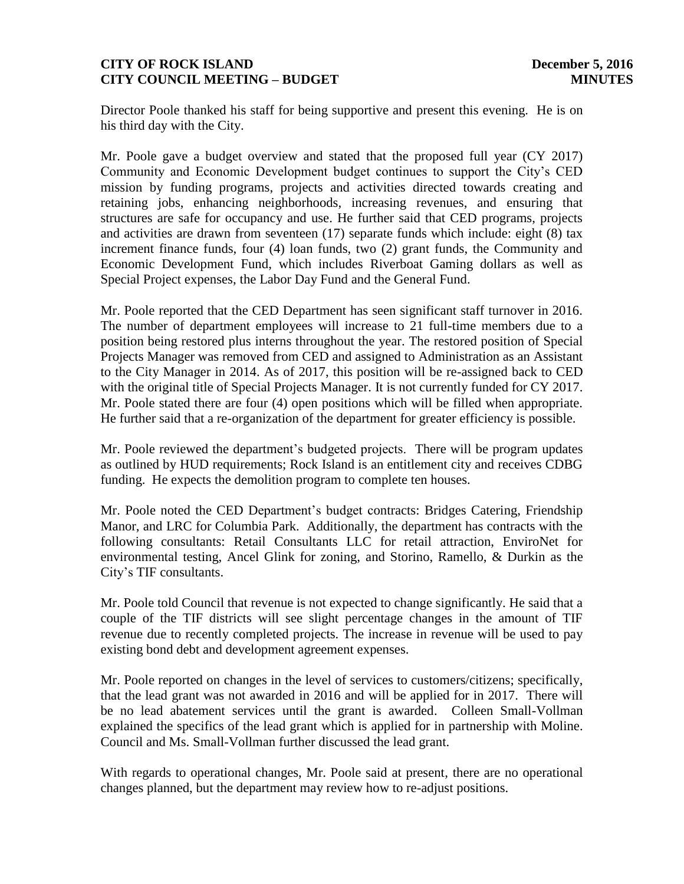Director Poole thanked his staff for being supportive and present this evening. He is on his third day with the City.

Mr. Poole gave a budget overview and stated that the proposed full year (CY 2017) Community and Economic Development budget continues to support the City's CED mission by funding programs, projects and activities directed towards creating and retaining jobs, enhancing neighborhoods, increasing revenues, and ensuring that structures are safe for occupancy and use. He further said that CED programs, projects and activities are drawn from seventeen (17) separate funds which include: eight (8) tax increment finance funds, four (4) loan funds, two (2) grant funds, the Community and Economic Development Fund, which includes Riverboat Gaming dollars as well as Special Project expenses, the Labor Day Fund and the General Fund.

Mr. Poole reported that the CED Department has seen significant staff turnover in 2016. The number of department employees will increase to 21 full-time members due to a position being restored plus interns throughout the year. The restored position of Special Projects Manager was removed from CED and assigned to Administration as an Assistant to the City Manager in 2014. As of 2017, this position will be re-assigned back to CED with the original title of Special Projects Manager. It is not currently funded for CY 2017. Mr. Poole stated there are four (4) open positions which will be filled when appropriate. He further said that a re-organization of the department for greater efficiency is possible.

Mr. Poole reviewed the department's budgeted projects. There will be program updates as outlined by HUD requirements; Rock Island is an entitlement city and receives CDBG funding. He expects the demolition program to complete ten houses.

Mr. Poole noted the CED Department's budget contracts: Bridges Catering, Friendship Manor, and LRC for Columbia Park. Additionally, the department has contracts with the following consultants: Retail Consultants LLC for retail attraction, EnviroNet for environmental testing, Ancel Glink for zoning, and Storino, Ramello, & Durkin as the City's TIF consultants.

Mr. Poole told Council that revenue is not expected to change significantly. He said that a couple of the TIF districts will see slight percentage changes in the amount of TIF revenue due to recently completed projects. The increase in revenue will be used to pay existing bond debt and development agreement expenses.

Mr. Poole reported on changes in the level of services to customers/citizens; specifically, that the lead grant was not awarded in 2016 and will be applied for in 2017. There will be no lead abatement services until the grant is awarded. Colleen Small-Vollman explained the specifics of the lead grant which is applied for in partnership with Moline. Council and Ms. Small-Vollman further discussed the lead grant.

With regards to operational changes, Mr. Poole said at present, there are no operational changes planned, but the department may review how to re-adjust positions.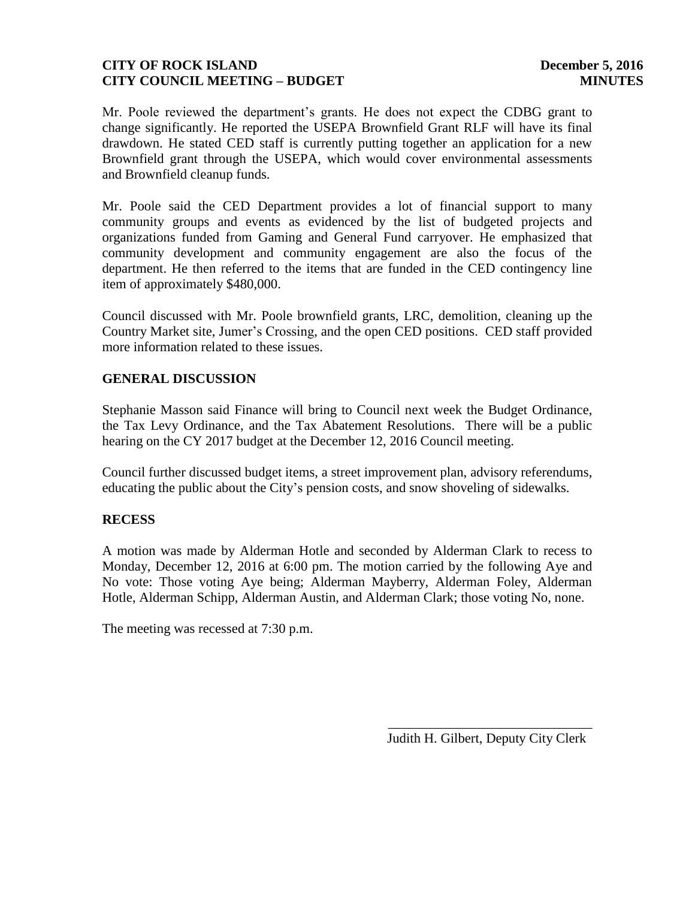Mr. Poole reviewed the department's grants. He does not expect the CDBG grant to change significantly. He reported the USEPA Brownfield Grant RLF will have its final drawdown. He stated CED staff is currently putting together an application for a new Brownfield grant through the USEPA, which would cover environmental assessments and Brownfield cleanup funds.

Mr. Poole said the CED Department provides a lot of financial support to many community groups and events as evidenced by the list of budgeted projects and organizations funded from Gaming and General Fund carryover. He emphasized that community development and community engagement are also the focus of the department. He then referred to the items that are funded in the CED contingency line item of approximately $480,000.

Council discussed with Mr. Poole brownfield grants, LRC, demolition, cleaning up the Country Market site, Jumer's Crossing, and the open CED positions. CED staff provided more information related to these issues.

## GENERAL DISCUSSION

Stephanie Masson said Finance will bring to Council next week the Budget Ordinance, the Tax Levy Ordinance, and the Tax Abatement Resolutions. There will be a public hearing on the CY 2017 budget at the December 12, 2016 Council meeting.

Council further discussed budget items, a street improvement plan, advisory referendums, educating the public about the City's pension costs, and snow shoveling of sidewalks.

## RECESS

A motion was made by Alderman Hotle and seconded by Alderman Clark to recess to Monday, December 12, 2016 at 6:00 pm. The motion carried by the following Aye and No vote: Those voting Aye being; Alderman Mayberry, Alderman Foley, Alderman Hotle, Alderman Schipp, Alderman Austin, and Alderman Clark; those voting No, none.

The meeting was recessed at 7:30 p.m.

\_\_\_\_\_\_\_\_\_\_\_\_\_\_\_\_\_\_\_\_\_\_\_\_\_\_\_\_\_\_

Judith H. Gilbert, Deputy City Clerk